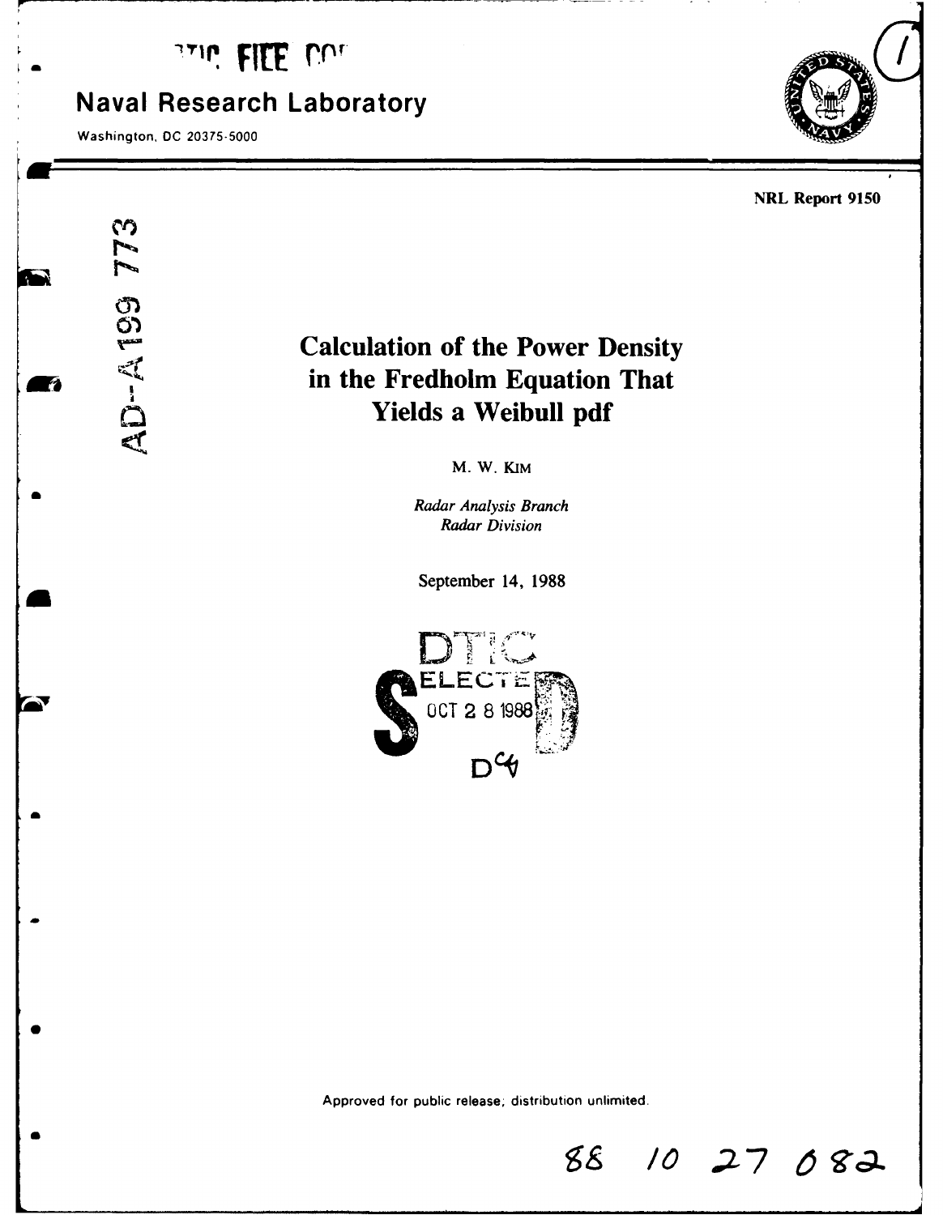# Naval Research Laboratory

Washington, DC 20375-5000

NRL Report 9150

AD-A199 773

# Calculation of the Power Density in the Fredholm Equation That Yields a Weibull pdf

M. W. Kim

*Radar Analysis Branch*
*Radar Division*

September 14, 1988

DTIC ELECTE OCT 2 8 1988

Approved for public release; distribution unlimited.

88 10 27 082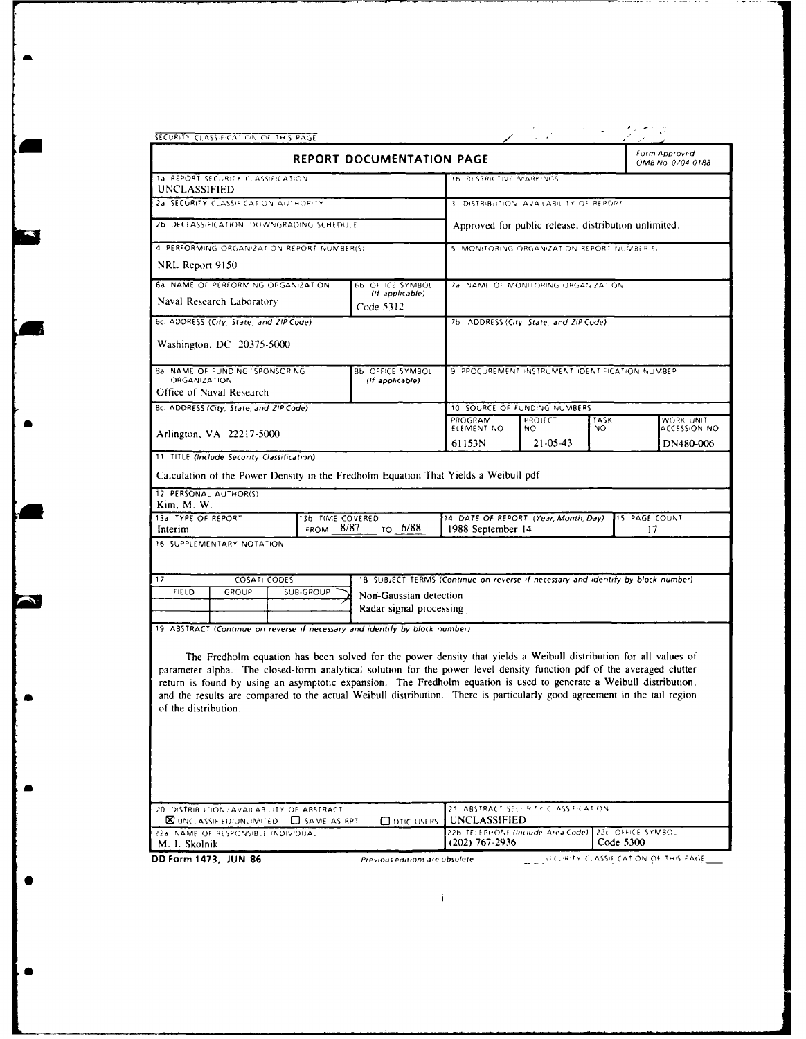SECURITY CLASSIFICATION OF THIS PAGE

# REPORT DOCUMENTATION PAGE

Form Approved OMB No 0704 0188

| | |
|---|---|
| 1a REPORT SECURITY CLASSIFICATION: UNCLASSIFIED | 1b RESTRICTIVE MARKINGS |
| 2a SECURITY CLASSIFICATION AUTHORITY | 3 DISTRIBUTION AVAILABILITY OF REPORT: Approved for public release; distribution unlimited. |
| 2b DECLASSIFICATION DOWNGRADING SCHEDULE | |
| 4 PERFORMING ORGANIZATION REPORT NUMBER(S): NRL Report 9150 | 5 MONITORING ORGANIZATION REPORT NUMBER(S) |
| 6a NAME OF PERFORMING ORGANIZATION: Naval Research Laboratory; 6b OFFICE SYMBOL (If applicable): Code 5312 | 7a NAME OF MONITORING ORGANIZATION |
| 6c ADDRESS (City, State, and ZIP Code): Washington, DC 20375-5000 | 7b ADDRESS (City, State, and ZIP Code) |
| 8a NAME OF FUNDING/SPONSORING ORGANIZATION: Office of Naval Research; 8b OFFICE SYMBOL (If applicable) | 9 PROCUREMENT INSTRUMENT IDENTIFICATION NUMBER |
| 8c ADDRESS (City, State, and ZIP Code): Arlington, VA 22217-5000 | 10 SOURCE OF FUNDING NUMBERS |

| PROGRAM ELEMENT NO | PROJECT NO | TASK NO | WORK UNIT ACCESSION NO |
|---|---|---|---|
| 61153N | 21-05-43 | | DN480-006 |

11 TITLE (Include Security Classification)

Calculation of the Power Density in the Fredholm Equation That Yields a Weibull pdf

12 PERSONAL AUTHOR(S)

Kim, M. W.

| 13a TYPE OF REPORT | 13b TIME COVERED | 14 DATE OF REPORT (Year, Month, Day) | 15 PAGE COUNT |
|---|---|---|---|
| Interim | FROM 8/87 TO 6/88 | 1988 September 14 | 17 |

16 SUPPLEMENTARY NOTATION

| 17 COSATI CODES | | | 18 SUBJECT TERMS (Continue on reverse if necessary and identify by block number) |
|---|---|---|---|
| FIELD | GROUP | SUB-GROUP | Non-Gaussian detection |
| | | | Radar signal processing |

19 ABSTRACT (Continue on reverse if necessary and identify by block number)

The Fredholm equation has been solved for the power density that yields a Weibull distribution for all values of parameter alpha. The closed-form analytical solution for the power level density function pdf of the averaged clutter return is found by using an asymptotic expansion. The Fredholm equation is used to generate a Weibull distribution, and the results are compared to the actual Weibull distribution. There is particularly good agreement in the tail region of the distribution.

| | | |
|---|---|---|
| 20 DISTRIBUTION/AVAILABILITY OF ABSTRACT: ☒ UNCLASSIFIED/UNLIMITED ☐ SAME AS RPT ☐ DTIC USERS | 21 ABSTRACT SECURITY CLASSIFICATION: UNCLASSIFIED | |
| 22a NAME OF RESPONSIBLE INDIVIDUAL: M. I. Skolnik | 22b TELEPHONE (Include Area Code): (202) 767-2936 | 22c OFFICE SYMBOL: Code 5300 |

DD Form 1473, JUN 86 — Previous editions are obsolete — SECURITY CLASSIFICATION OF THIS PAGE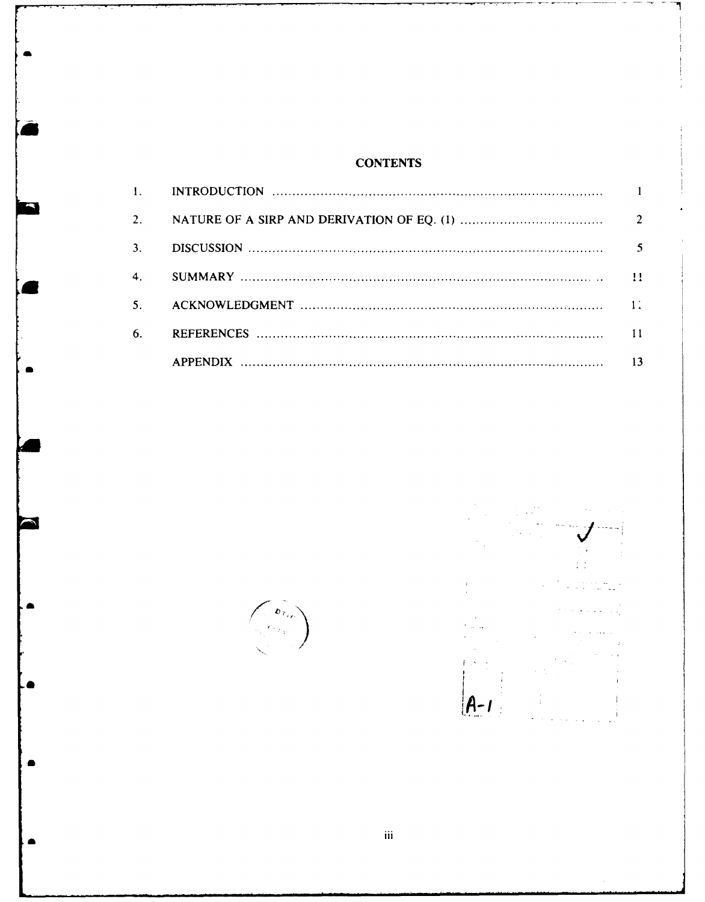# CONTENTS

| | | |
|---|---|---|
| 1. | INTRODUCTION | 1 |
| 2. | NATURE OF A SIRP AND DERIVATION OF EQ. (1) | 2 |
| 3. | DISCUSSION | 5 |
| 4. | SUMMARY | 11 |
| 5. | ACKNOWLEDGMENT | 11 |
| 6. | REFERENCES | 11 |
| | APPENDIX | 13 |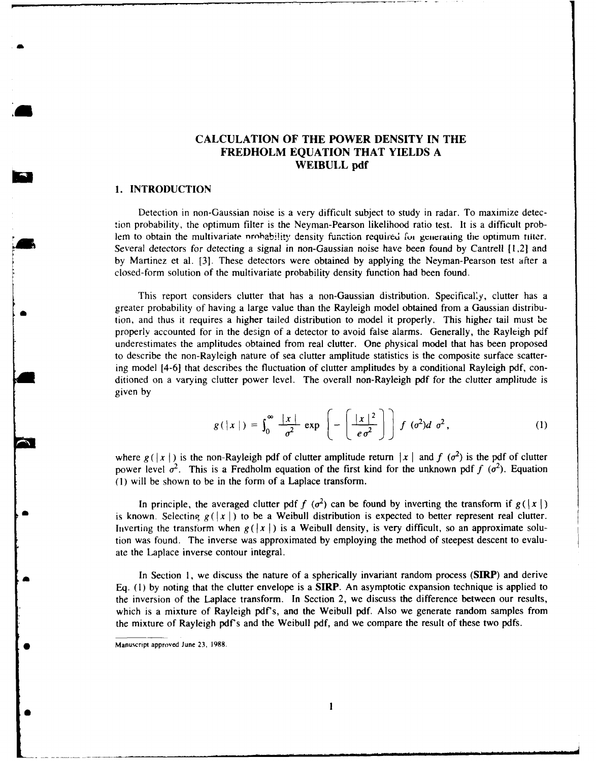# CALCULATION OF THE POWER DENSITY IN THE FREDHOLM EQUATION THAT YIELDS A WEIBULL pdf

## 1. INTRODUCTION

Detection in non-Gaussian noise is a very difficult subject to study in radar. To maximize detection probability, the optimum filter is the Neyman-Pearson likelihood ratio test. It is a difficult problem to obtain the multivariate probability density function required for generating the optimum filter. Several detectors for detecting a signal in non-Gaussian noise have been found by Cantrell [1,2] and by Martinez et al. [3]. These detectors were obtained by applying the Neyman-Pearson test after a closed-form solution of the multivariate probability density function had been found.

This report considers clutter that has a non-Gaussian distribution. Specifically, clutter has a greater probability of having a large value than the Rayleigh model obtained from a Gaussian distribution, and thus it requires a higher tailed distribution to model it properly. This higher tail must be properly accounted for in the design of a detector to avoid false alarms. Generally, the Rayleigh pdf underestimates the amplitudes obtained from real clutter. One physical model that has been proposed to describe the non-Rayleigh nature of sea clutter amplitude statistics is the composite surface scattering model [4-6] that describes the fluctuation of clutter amplitudes by a conditional Rayleigh pdf, conditioned on a varying clutter power level. The overall non-Rayleigh pdf for the clutter amplitude is given by

$$g(|x|) = \int_0^\infty \frac{|x|}{\sigma^2} \exp\left[-\left(\frac{|x|^2}{e\sigma^2}\right)\right] f(\sigma^2) d\sigma^2, \tag{1}$$

where $g(|x|)$ is the non-Rayleigh pdf of clutter amplitude return $|x|$ and $f(\sigma^2)$ is the pdf of clutter power level $\sigma^2$. This is a Fredholm equation of the first kind for the unknown pdf $f(\sigma^2)$. Equation (1) will be shown to be in the form of a Laplace transform.

In principle, the averaged clutter pdf $f(\sigma^2)$ can be found by inverting the transform if $g(|x|)$ is known. Selecting $g(|x|)$ to be a Weibull distribution is expected to better represent real clutter. Inverting the transform when $g(|x|)$ is a Weibull density, is very difficult, so an approximate solution was found. The inverse was approximated by employing the method of steepest descent to evaluate the Laplace inverse contour integral.

In Section 1, we discuss the nature of a spherically invariant random process (**SIRP**) and derive Eq. (1) by noting that the clutter envelope is a **SIRP**. An asymptotic expansion technique is applied to the inversion of the Laplace transform. In Section 2, we discuss the difference between our results, which is a mixture of Rayleigh pdf's, and the Weibull pdf. Also we generate random samples from the mixture of Rayleigh pdf's and the Weibull pdf, and we compare the result of these two pdfs.

Manuscript approved June 23, 1988.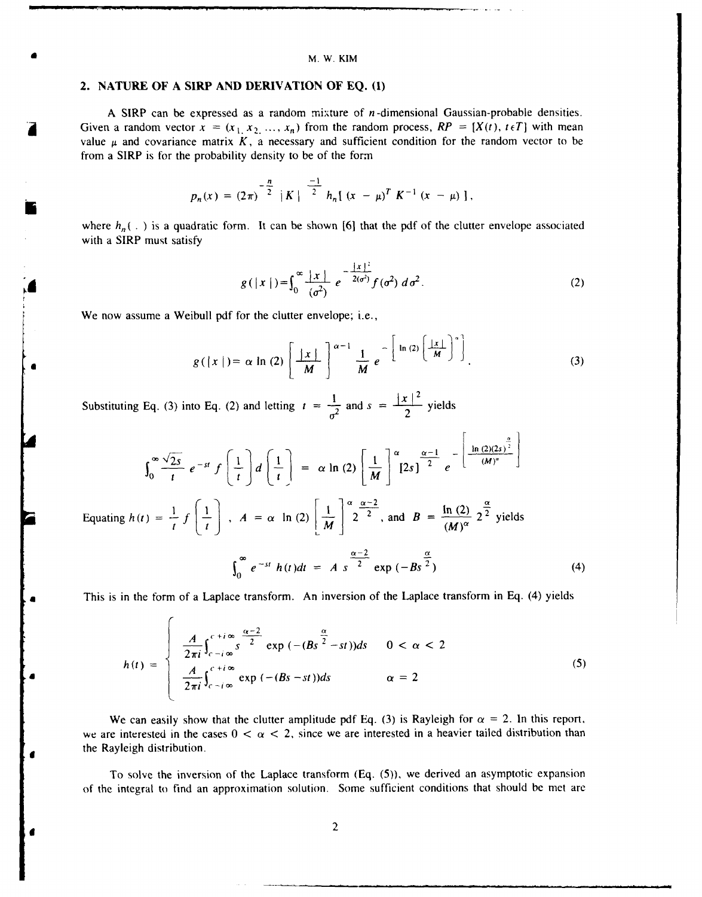## 2. NATURE OF A SIRP AND DERIVATION OF EQ. (1)

A SIRP can be expressed as a random mixture of $n$-dimensional Gaussian-probable densities. Given a random vector $x = (x_1, x_2, \ldots, x_n)$ from the random process, $RP = [X(t), t \epsilon T]$ with mean value $\mu$ and covariance matrix $K$, a necessary and sufficient condition for the random vector to be from a SIRP is for the probability density to be of the form

$$p_n(x) = (2\pi)^{-\frac{n}{2}} |K|^{\frac{-1}{2}} h_n[(x - \mu)^T K^{-1} (x - \mu)],$$

where $h_n(\,.\,)$ is a quadratic form. It can be shown [6] that the pdf of the clutter envelope associated with a SIRP must satisfy

$$g(|x|) = \int_0^\infty \frac{|x|}{(\sigma^2)} e^{-\frac{|x|^2}{2(\sigma^2)}} f(\sigma^2)\, d\sigma^2. \tag{2}$$

We now assume a Weibull pdf for the clutter envelope; i.e.,

$$g(|x|) = \alpha \ln(2) \left[\frac{|x|}{M}\right]^{\alpha - 1} \frac{1}{M} e^{-\left[\ln(2)\left(\frac{|x|}{M}\right)^{\alpha}\right]}. \tag{3}$$

Substituting Eq. (3) into Eq. (2) and letting $t = \frac{1}{\sigma^2}$ and $s = \frac{|x|^2}{2}$ yields

$$\int_0^\infty \frac{\sqrt{2s}}{t} e^{-st} f\left(\frac{1}{t}\right) d\left(\frac{1}{t}\right) = \alpha \ln(2) \left[\frac{1}{M}\right]^{\alpha} [2s]^{\frac{\alpha-1}{2}} e^{-\left[\frac{\ln(2)(2s)^{\frac{\alpha}{2}}}{(M)^{\alpha}}\right]}$$

Equating $h(t) = \frac{1}{t} f\left(\frac{1}{t}\right)$, $A = \alpha \ln(2) \left[\frac{1}{M}\right]^{\alpha} 2^{\frac{\alpha-2}{2}}$, and $B = \frac{\ln(2)}{(M)^{\alpha}} 2^{\frac{\alpha}{2}}$ yields

$$\int_0^\infty e^{-st} h(t) dt = A\, s^{\frac{\alpha-2}{2}} \exp(-Bs^{\frac{\alpha}{2}}) \tag{4}$$

This is in the form of a Laplace transform. An inversion of the Laplace transform in Eq. (4) yields

$$h(t) = \begin{cases} \dfrac{A}{2\pi i} \displaystyle\int_{c-i\infty}^{c+i\infty} s^{\frac{\alpha-2}{2}} \exp(-(Bs^{\frac{\alpha}{2}} - st)) ds & 0 < \alpha < 2 \\[2ex] \dfrac{A}{2\pi i} \displaystyle\int_{c-i\infty}^{c+i\infty} \exp(-(Bs - st)) ds & \alpha = 2 \end{cases} \tag{5}$$

We can easily show that the clutter amplitude pdf Eq. (3) is Rayleigh for $\alpha = 2$. In this report, we are interested in the cases $0 < \alpha < 2$, since we are interested in a heavier tailed distribution than the Rayleigh distribution.

To solve the inversion of the Laplace transform (Eq. (5)), we derived an asymptotic expansion of the integral to find an approximation solution. Some sufficient conditions that should be met are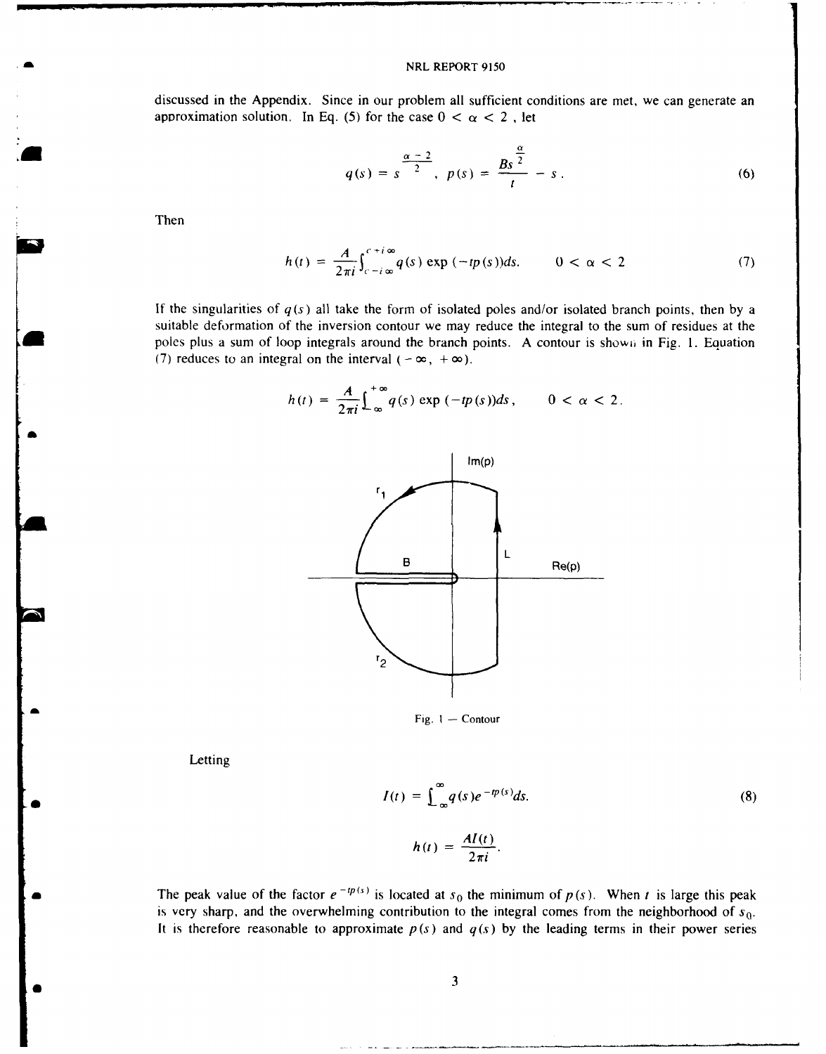discussed in the Appendix. Since in our problem all sufficient conditions are met, we can generate an approximation solution. In Eq. (5) for the case $0 < \alpha < 2$, let

$$q(s) = s^{\frac{\alpha - 2}{2}}, \quad p(s) = \frac{Bs^{\frac{\alpha}{2}}}{t} - s. \tag{6}$$

Then

$$h(t) = \frac{A}{2\pi i}\int_{c-i\infty}^{c+i\infty} q(s) \exp(-tp(s))ds. \qquad 0 < \alpha < 2 \tag{7}$$

If the singularities of $q(s)$ all take the form of isolated poles and/or isolated branch points, then by a suitable deformation of the inversion contour we may reduce the integral to the sum of residues at the poles plus a sum of loop integrals around the branch points. A contour is shown in Fig. 1. Equation (7) reduces to an integral on the interval $(-\infty, +\infty)$.

$$h(t) = \frac{A}{2\pi i}\int_{-\infty}^{+\infty} q(s) \exp(-tp(s))ds, \qquad 0 < \alpha < 2.$$

Fig. 1 — Contour

Letting

$$I(t) = \int_{-\infty}^{\infty} q(s) e^{-tp(s)} ds. \tag{8}$$

$$h(t) = \frac{AI(t)}{2\pi i}.$$

The peak value of the factor $e^{-tp(s)}$ is located at $s_0$ the minimum of $p(s)$. When $t$ is large this peak is very sharp, and the overwhelming contribution to the integral comes from the neighborhood of $s_0$. It is therefore reasonable to approximate $p(s)$ and $q(s)$ by the leading terms in their power series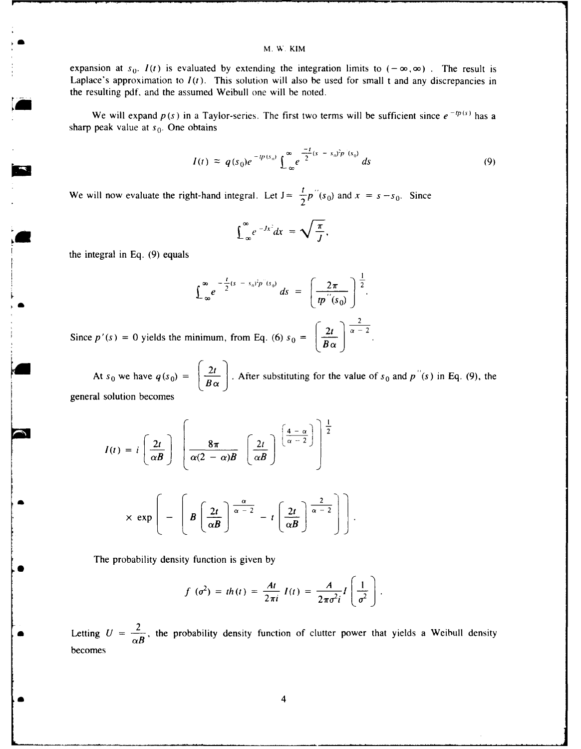expansion at $s_0$. $I(t)$ is evaluated by extending the integration limits to $(-\infty,\infty)$. The result is Laplace's approximation to $I(t)$. This solution will also be used for small t and any discrepancies in the resulting pdf, and the assumed Weibull one will be noted.

We will expand $p(s)$ in a Taylor-series. The first two terms will be sufficient since $e^{-tp(s)}$ has a sharp peak value at $s_0$. One obtains

$$I(t) \approx q(s_0)e^{-tp(s_0)} \int_{-\infty}^{\infty} e^{\frac{-t}{2}(s-s_0)^2 p''(s_0)} ds \tag{9}$$

We will now evaluate the right-hand integral. Let $J = \frac{t}{2}p''(s_0)$ and $x = s - s_0$. Since

$$\int_{-\infty}^{\infty} e^{-Jx^2}dx = \sqrt{\frac{\pi}{J}},$$

the integral in Eq. (9) equals

$$\int_{-\infty}^{\infty} e^{-\frac{t}{2}(s-s_0)^2 p''(s_0)} ds = \left(\frac{2\pi}{tp''(s_0)}\right)^{\frac{1}{2}}.$$

Since $p'(s) = 0$ yields the minimum, from Eq. (6) $s_0 = \left(\frac{2t}{B\alpha}\right)^{\frac{2}{\alpha - 2}}$.

At $s_0$ we have $q(s_0) = \left(\frac{2t}{B\alpha}\right)$. After substituting for the value of $s_0$ and $p''(s)$ in Eq. (9), the general solution becomes

$$I(t) = i\left(\frac{2t}{\alpha B}\right)\left(\frac{8\pi}{\alpha(2-\alpha)B}\left(\frac{2t}{\alpha B}\right)^{\left(\frac{4-\alpha}{\alpha-2}\right)}\right)^{\frac{1}{2}}$$

$$\times \exp\left(-\left(B\left(\frac{2t}{\alpha B}\right)^{\frac{\alpha}{\alpha-2}} - t\left(\frac{2t}{\alpha B}\right)^{\frac{2}{\alpha-2}}\right)\right).$$

The probability density function is given by

$$f(\sigma^2) = th(t) = \frac{At}{2\pi i}I(t) = \frac{A}{2\pi\sigma^2 i}I\left(\frac{1}{\sigma^2}\right).$$

Letting $U = \frac{2}{\alpha B}$, the probability density function of clutter power that yields a Weibull density becomes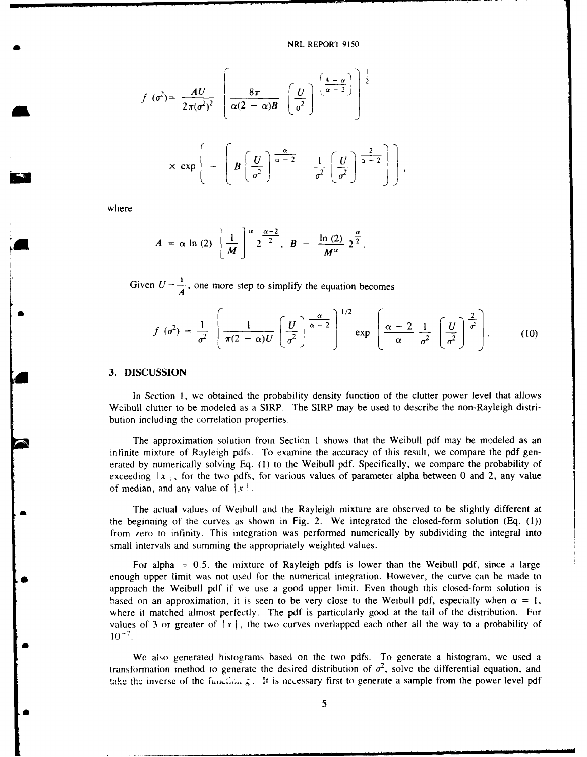$$f(\sigma^2) = \frac{AU}{2\pi(\sigma^2)^2} \left[ \frac{8\pi}{\alpha(2-\alpha)B} \left[ \frac{U}{\sigma^2} \right]^{\left[ \frac{4-\alpha}{\alpha-2} \right]} \right]^{\frac{1}{2}}$$

$$\times \exp \left[ - \left[ B \left[ \frac{U}{\sigma^2} \right]^{\frac{\alpha}{\alpha-2}} - \frac{1}{\sigma^2} \left[ \frac{U}{\sigma^2} \right]^{\frac{2}{\alpha-2}} \right] \right],$$

where

$$A = \alpha \ln(2) \left[ \frac{1}{M} \right]^{\alpha} 2^{\frac{\alpha-2}{2}}, \quad B = \frac{\ln(2)}{M^{\alpha}} 2^{\frac{\alpha}{2}}.$$

Given $U = \frac{1}{A}$, one more step to simplify the equation becomes

$$f(\sigma^2) = \frac{1}{\sigma^2} \left[ \frac{1}{\pi(2-\alpha)U} \left[ \frac{U}{\sigma^2} \right]^{\frac{\alpha}{\alpha-2}} \right]^{1/2} \exp \left[ \frac{\alpha-2}{\alpha} \frac{1}{\sigma^2} \left[ \frac{U}{\sigma^2} \right]^{\frac{2}{\sigma^2}} \right]. \tag{10}$$

## 3. DISCUSSION

In Section 1, we obtained the probability density function of the clutter power level that allows Weibull clutter to be modeled as a SIRP. The SIRP may be used to describe the non-Rayleigh distribution including the correlation properties.

The approximation solution from Section 1 shows that the Weibull pdf may be modeled as an infinite mixture of Rayleigh pdfs. To examine the accuracy of this result, we compare the pdf generated by numerically solving Eq. (1) to the Weibull pdf. Specifically, we compare the probability of exceeding $|x|$, for the two pdfs, for various values of parameter alpha between 0 and 2, any value of median, and any value of $|x|$.

The actual values of Weibull and the Rayleigh mixture are observed to be slightly different at the beginning of the curves as shown in Fig. 2. We integrated the closed-form solution (Eq. (1)) from zero to infinity. This integration was performed numerically by subdividing the integral into small intervals and summing the appropriately weighted values.

For alpha = 0.5, the mixture of Rayleigh pdfs is lower than the Weibull pdf, since a large enough upper limit was not used for the numerical integration. However, the curve can be made to approach the Weibull pdf if we use a good upper limit. Even though this closed-form solution is based on an approximation, it is seen to be very close to the Weibull pdf, especially when $\alpha = 1$, where it matched almost perfectly. The pdf is particularly good at the tail of the distribution. For values of 3 or greater of $|x|$, the two curves overlapped each other all the way to a probability of $10^{-7}$.

We also generated histograms based on the two pdfs. To generate a histogram, we used a transformation method to generate the desired distribution of $\sigma^2$, solve the differential equation, and take the inverse of the function $\xi$. It is necessary first to generate a sample from the power level pdf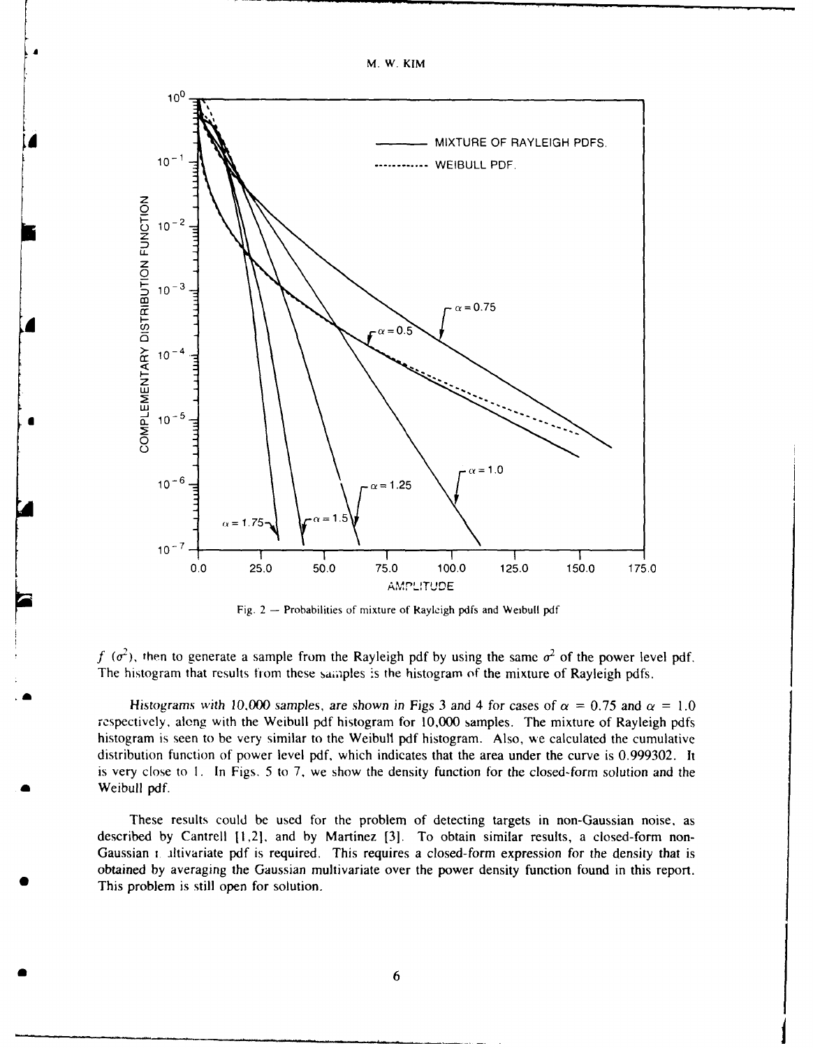Fig. 2 — Probabilities of mixture of Rayleigh pdfs and Weibull pdf

$f(\sigma^2)$, then to generate a sample from the Rayleigh pdf by using the same $\sigma^2$ of the power level pdf. The histogram that results from these samples is the histogram of the mixture of Rayleigh pdfs.

Histograms with 10,000 samples, are shown in Figs 3 and 4 for cases of $\alpha = 0.75$ and $\alpha = 1.0$ respectively, along with the Weibull pdf histogram for 10,000 samples. The mixture of Rayleigh pdfs histogram is seen to be very similar to the Weibull pdf histogram. Also, we calculated the cumulative distribution function of power level pdf, which indicates that the area under the curve is 0.999302. It is very close to 1. In Figs. 5 to 7, we show the density function for the closed-form solution and the Weibull pdf.

These results could be used for the problem of detecting targets in non-Gaussian noise, as described by Cantrell [1,2], and by Martinez [3]. To obtain similar results, a closed-form non-Gaussian multivariate pdf is required. This requires a closed-form expression for the density that is obtained by averaging the Gaussian multivariate over the power density function found in this report. This problem is still open for solution.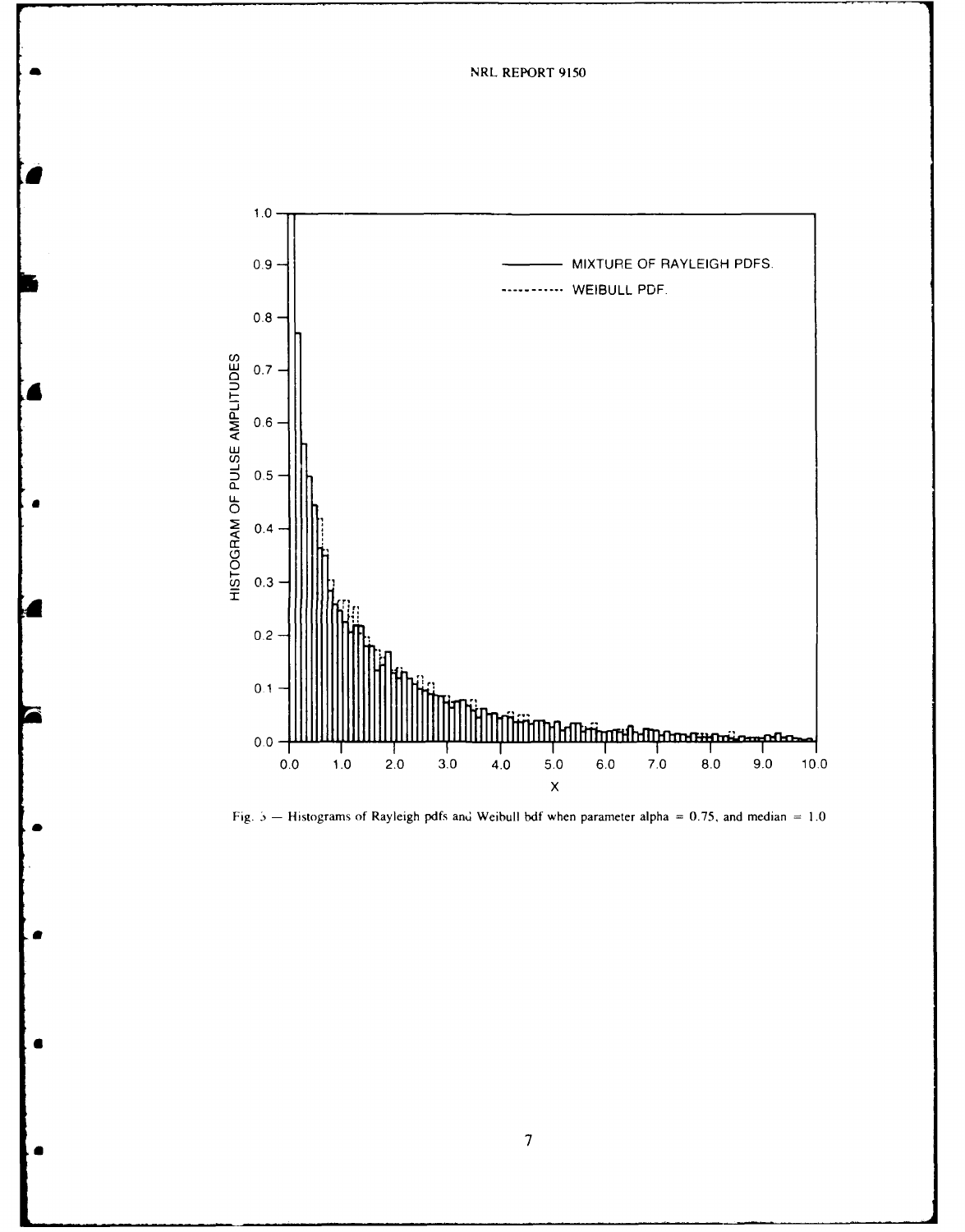Fig. 5 — Histograms of Rayleigh pdfs and Weibull bdf when parameter alpha = 0.75, and median = 1.0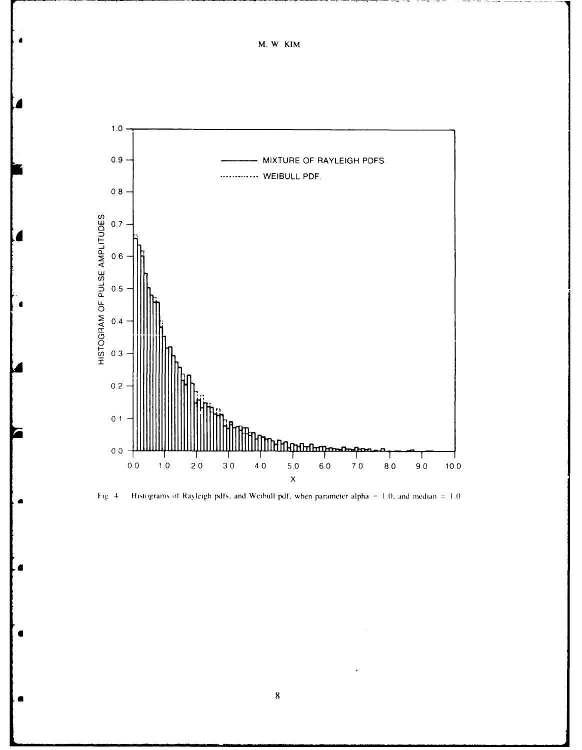Fig. 4 — Histograms of Rayleigh pdfs. and Weibull pdf, when parameter alpha = 1.0, and median = 1.0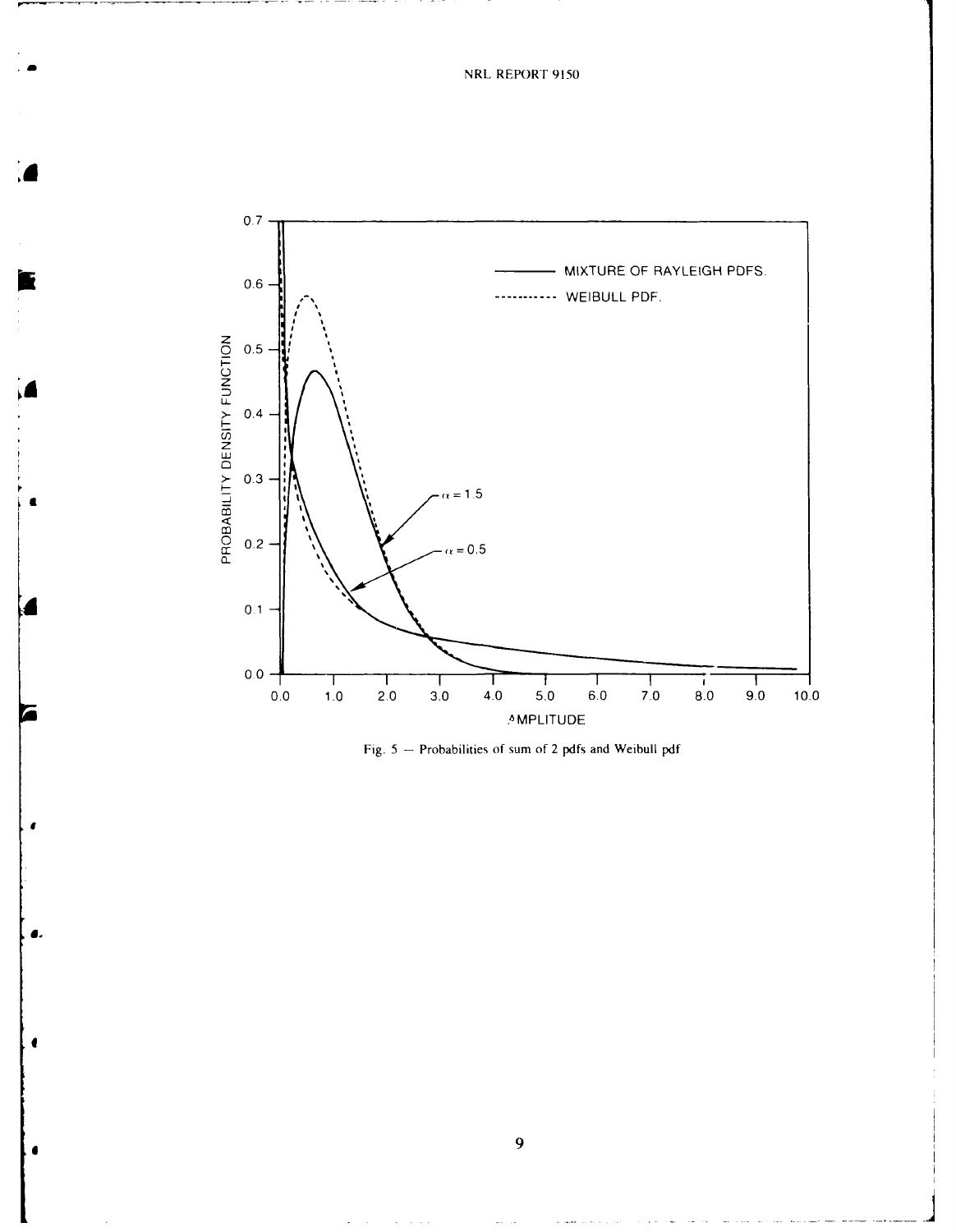Fig. 5 — Probabilities of sum of 2 pdfs and Weibull pdf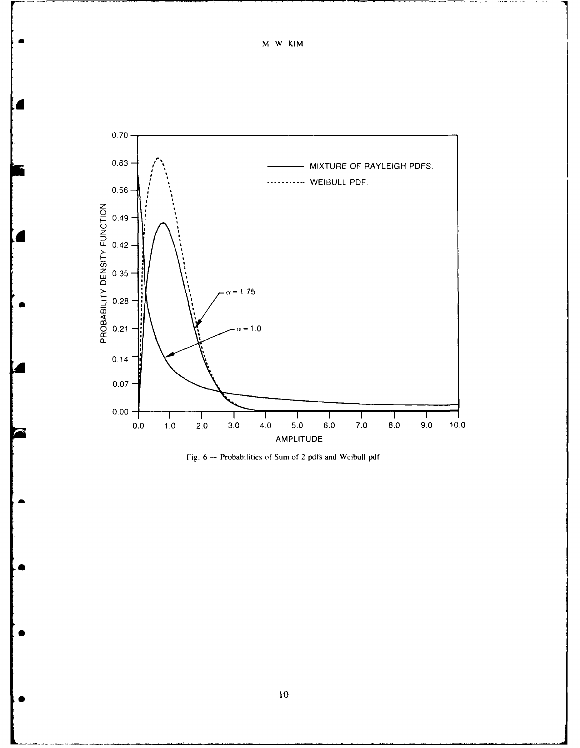Fig. 6 — Probabilities of Sum of 2 pdfs and Weibull pdf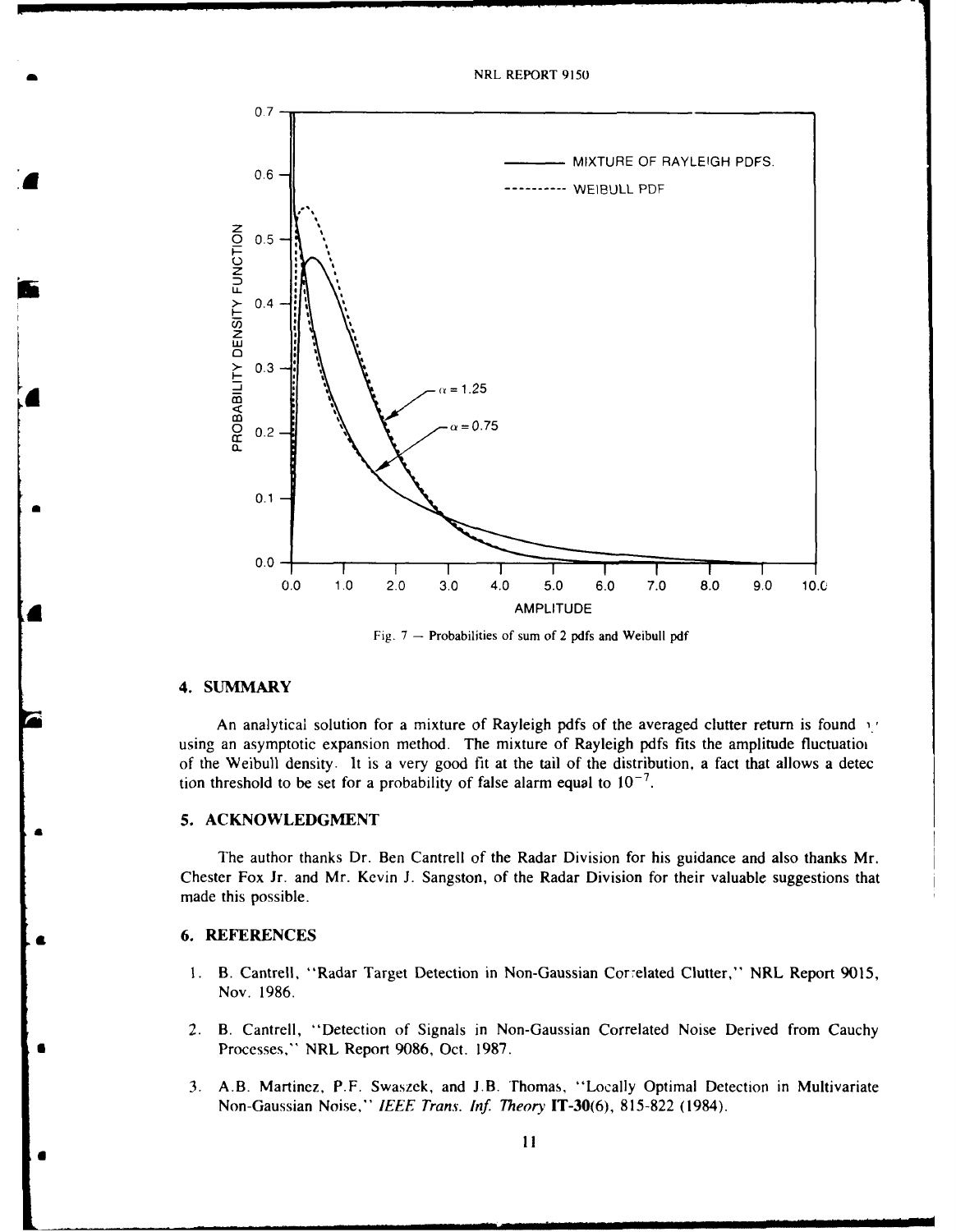Fig. 7 — Probabilities of sum of 2 pdfs and Weibull pdf

## 4. SUMMARY

An analytical solution for a mixture of Rayleigh pdfs of the averaged clutter return is found by using an asymptotic expansion method. The mixture of Rayleigh pdfs fits the amplitude fluctuation of the Weibull density. It is a very good fit at the tail of the distribution, a fact that allows a detection threshold to be set for a probability of false alarm equal to $10^{-7}$.

## 5. ACKNOWLEDGMENT

The author thanks Dr. Ben Cantrell of the Radar Division for his guidance and also thanks Mr. Chester Fox Jr. and Mr. Kevin J. Sangston, of the Radar Division for their valuable suggestions that made this possible.

## 6. REFERENCES

1. B. Cantrell, "Radar Target Detection in Non-Gaussian Correlated Clutter," NRL Report 9015, Nov. 1986.

2. B. Cantrell, "Detection of Signals in Non-Gaussian Correlated Noise Derived from Cauchy Processes," NRL Report 9086, Oct. 1987.

3. A.B. Martinez, P.F. Swaszek, and J.B. Thomas, "Locally Optimal Detection in Multivariate Non-Gaussian Noise," *IEEE Trans. Inf. Theory* **IT-30**(6), 815-822 (1984).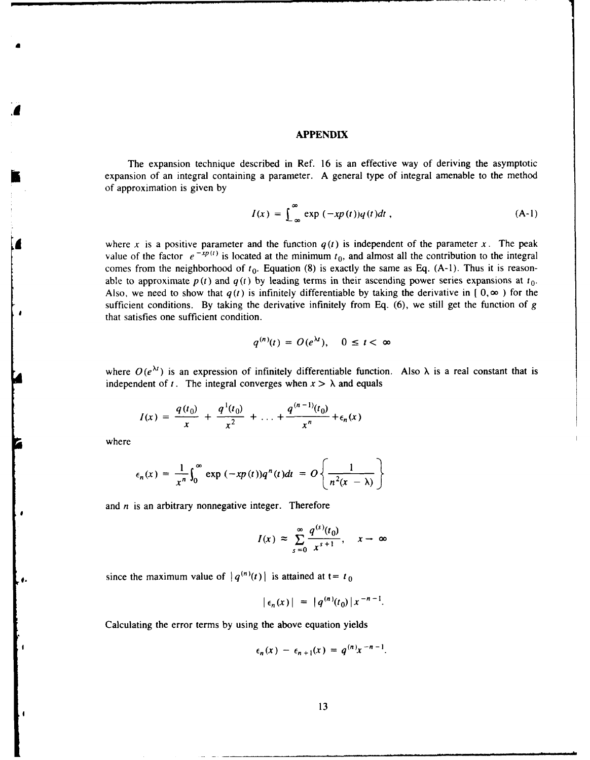# APPENDIX

The expansion technique described in Ref. 16 is an effective way of deriving the asymptotic expansion of an integral containing a parameter. A general type of integral amenable to the method of approximation is given by

$$I(x) = \int_{-\infty}^{\infty} \exp\,(-xp(t))q(t)dt\,, \tag{A-1}$$

where $x$ is a positive parameter and the function $q(t)$ is independent of the parameter $x$. The peak value of the factor $e^{-xp(t)}$ is located at the minimum $t_0$, and almost all the contribution to the integral comes from the neighborhood of $t_0$. Equation (8) is exactly the same as Eq. (A-1). Thus it is reasonable to approximate $p(t)$ and $q(t)$ by leading terms in their ascending power series expansions at $t_0$. Also, we need to show that $q(t)$ is infinitely differentiable by taking the derivative in $[\,0,\infty\,)$ for the sufficient conditions. By taking the derivative infinitely from Eq. (6), we still get the function of $g$ that satisfies one sufficient condition.

$$q^{(n)}(t) = O(e^{\lambda t}), \quad 0 \leq t < \infty$$

where $O(e^{\lambda t})$ is an expression of infinitely differentiable function. Also $\lambda$ is a real constant that is independent of $t$. The integral converges when $x > \lambda$ and equals

$$I(x) = \frac{q(t_0)}{x} + \frac{q^1(t_0)}{x^2} + \ldots + \frac{q^{(n-1)}(t_0)}{x^n} + \epsilon_n(x)$$

where

$$\epsilon_n(x) = \frac{1}{x^n}\int_0^{\infty} \exp\,(-xp(t))q^n(t)dt = O\left\{\frac{1}{n^2(x-\lambda)}\right\}$$

and $n$ is an arbitrary nonnegative integer. Therefore

$$I(x) \approx \sum_{s=0}^{\infty} \frac{q^{(s)}(t_0)}{x^{s+1}}, \quad x \to \infty$$

since the maximum value of $|q^{(n)}(t)|$ is attained at $t = t_0$

$$|\epsilon_n(x)| = |q^{(n)}(t_0)|\,x^{-n-1}.$$

Calculating the error terms by using the above equation yields

$$\epsilon_n(x) - \epsilon_{n+1}(x) = q^{(n)}x^{-n-1}.$$